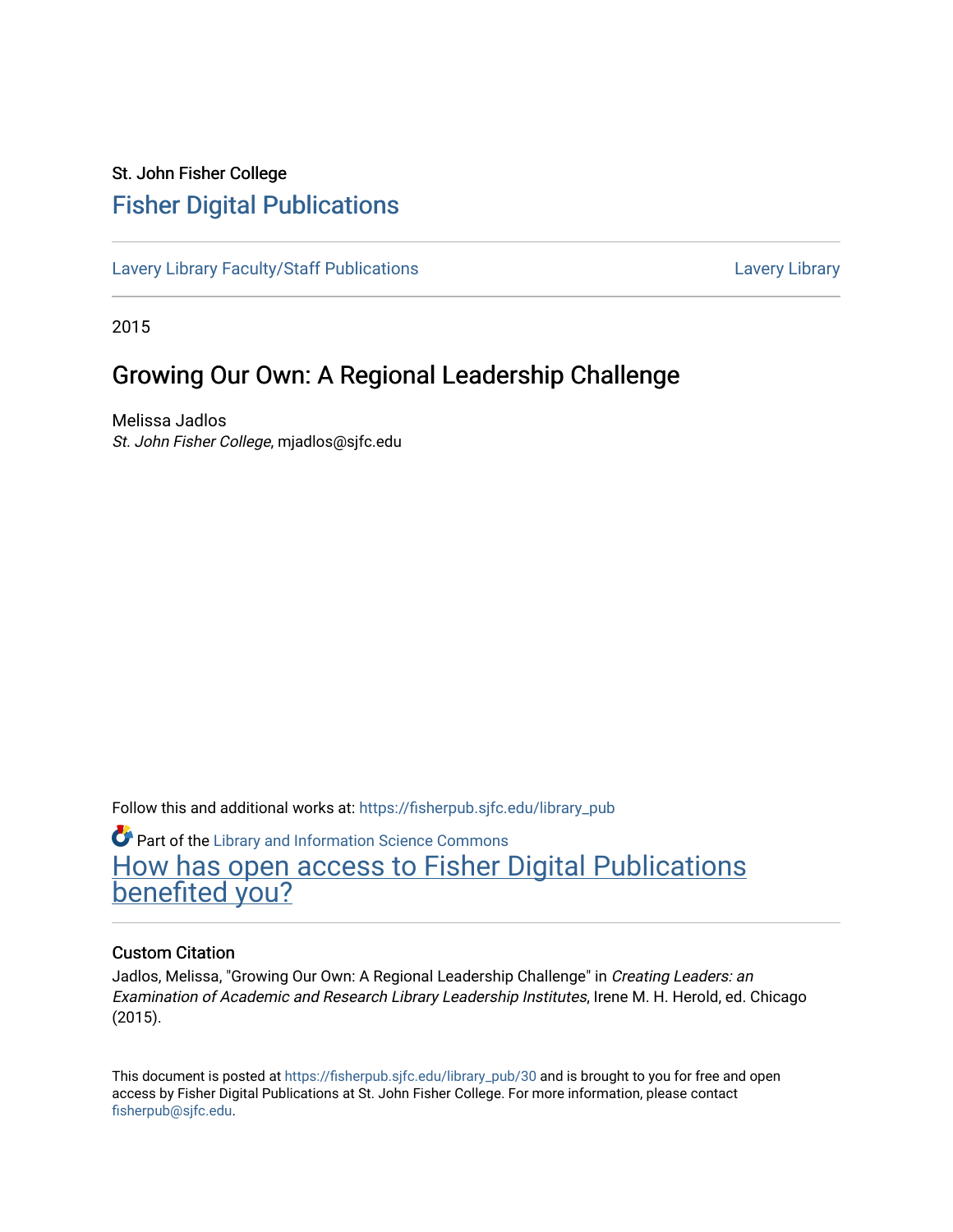St. John Fisher College

# Fisher Digital Publications

Lavery Library Faculty/Staff Publications | Lavery Library

2015

## Growing Our Own: A Regional Leadership Challenge

Melissa Jadlos
*St. John Fisher College*, mjadlos@sjfc.edu

Follow this and additional works at: https://fisherpub.sjfc.edu/library_pub

Part of the Library and Information Science Commons

How has open access to Fisher Digital Publications benefited you?

### Custom Citation

Jadlos, Melissa, "Growing Our Own: A Regional Leadership Challenge" in *Creating Leaders: an Examination of Academic and Research Library Leadership Institutes*, Irene M. H. Herold, ed. Chicago (2015).

This document is posted at https://fisherpub.sjfc.edu/library_pub/30 and is brought to you for free and open access by Fisher Digital Publications at St. John Fisher College. For more information, please contact fisherpub@sjfc.edu.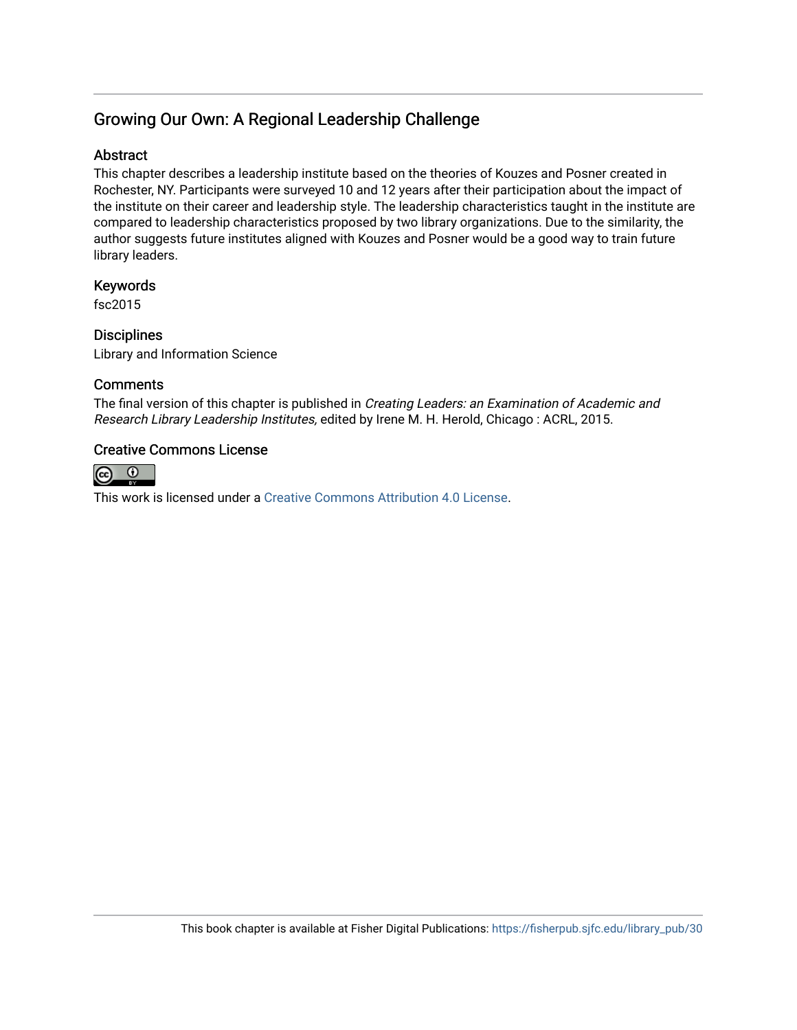# Growing Our Own: A Regional Leadership Challenge

## Abstract

This chapter describes a leadership institute based on the theories of Kouzes and Posner created in Rochester, NY. Participants were surveyed 10 and 12 years after their participation about the impact of the institute on their career and leadership style. The leadership characteristics taught in the institute are compared to leadership characteristics proposed by two library organizations. Due to the similarity, the author suggests future institutes aligned with Kouzes and Posner would be a good way to train future library leaders.

## Keywords

fsc2015

## Disciplines

Library and Information Science

## Comments

The final version of this chapter is published in *Creating Leaders: an Examination of Academic and Research Library Leadership Institutes,* edited by Irene M. H. Herold, Chicago : ACRL, 2015.

## Creative Commons License

This work is licensed under a Creative Commons Attribution 4.0 License.

This book chapter is available at Fisher Digital Publications: https://fisherpub.sjfc.edu/library_pub/30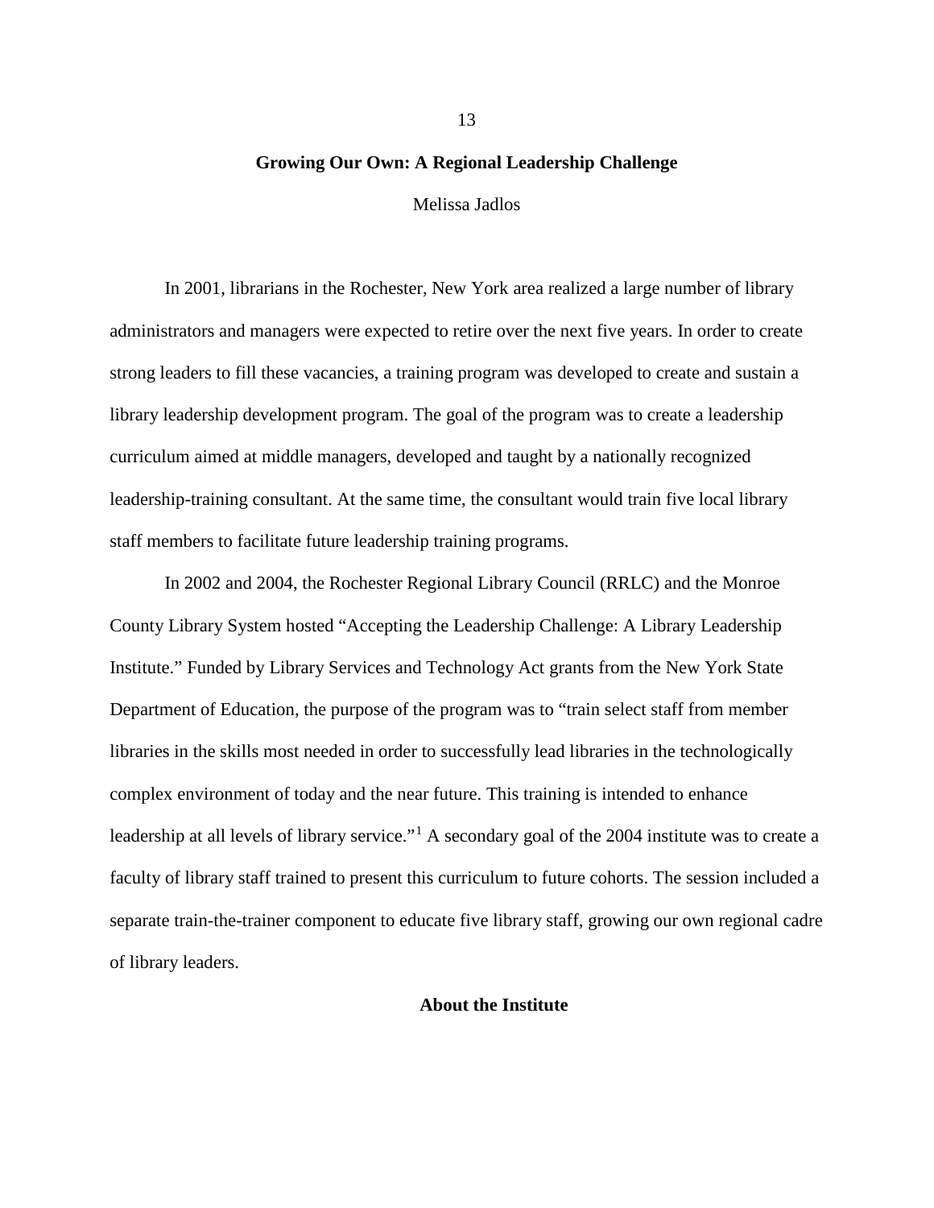## Growing Our Own: A Regional Leadership Challenge

Melissa Jadlos

In 2001, librarians in the Rochester, New York area realized a large number of library administrators and managers were expected to retire over the next five years. In order to create strong leaders to fill these vacancies, a training program was developed to create and sustain a library leadership development program. The goal of the program was to create a leadership curriculum aimed at middle managers, developed and taught by a nationally recognized leadership-training consultant. At the same time, the consultant would train five local library staff members to facilitate future leadership training programs.

In 2002 and 2004, the Rochester Regional Library Council (RRLC) and the Monroe County Library System hosted "Accepting the Leadership Challenge: A Library Leadership Institute." Funded by Library Services and Technology Act grants from the New York State Department of Education, the purpose of the program was to "train select staff from member libraries in the skills most needed in order to successfully lead libraries in the technologically complex environment of today and the near future. This training is intended to enhance leadership at all levels of library service."[1] A secondary goal of the 2004 institute was to create a faculty of library staff trained to present this curriculum to future cohorts. The session included a separate train-the-trainer component to educate five library staff, growing our own regional cadre of library leaders.

### About the Institute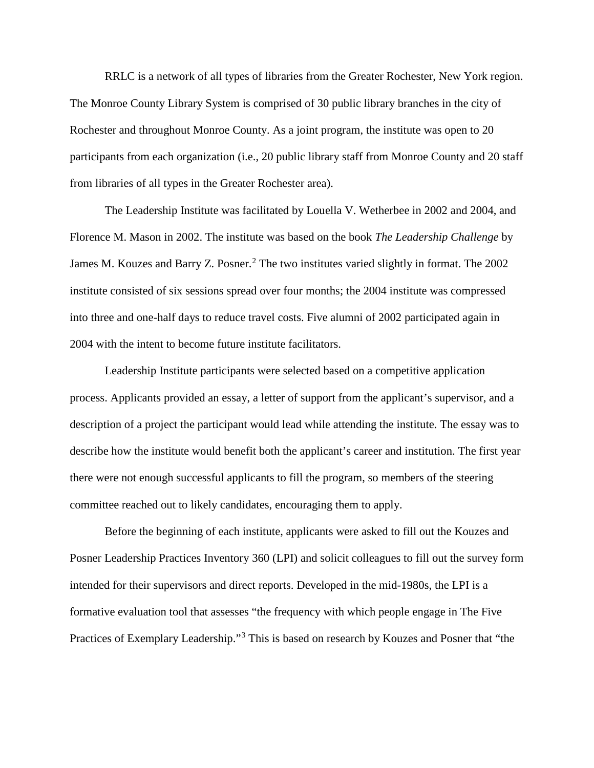RRLC is a network of all types of libraries from the Greater Rochester, New York region. The Monroe County Library System is comprised of 30 public library branches in the city of Rochester and throughout Monroe County. As a joint program, the institute was open to 20 participants from each organization (i.e., 20 public library staff from Monroe County and 20 staff from libraries of all types in the Greater Rochester area).

The Leadership Institute was facilitated by Louella V. Wetherbee in 2002 and 2004, and Florence M. Mason in 2002. The institute was based on the book *The Leadership Challenge* by James M. Kouzes and Barry Z. Posner.[2] The two institutes varied slightly in format. The 2002 institute consisted of six sessions spread over four months; the 2004 institute was compressed into three and one-half days to reduce travel costs. Five alumni of 2002 participated again in 2004 with the intent to become future institute facilitators.

Leadership Institute participants were selected based on a competitive application process. Applicants provided an essay, a letter of support from the applicant's supervisor, and a description of a project the participant would lead while attending the institute. The essay was to describe how the institute would benefit both the applicant's career and institution. The first year there were not enough successful applicants to fill the program, so members of the steering committee reached out to likely candidates, encouraging them to apply.

Before the beginning of each institute, applicants were asked to fill out the Kouzes and Posner Leadership Practices Inventory 360 (LPI) and solicit colleagues to fill out the survey form intended for their supervisors and direct reports. Developed in the mid-1980s, the LPI is a formative evaluation tool that assesses "the frequency with which people engage in The Five Practices of Exemplary Leadership."[3] This is based on research by Kouzes and Posner that "the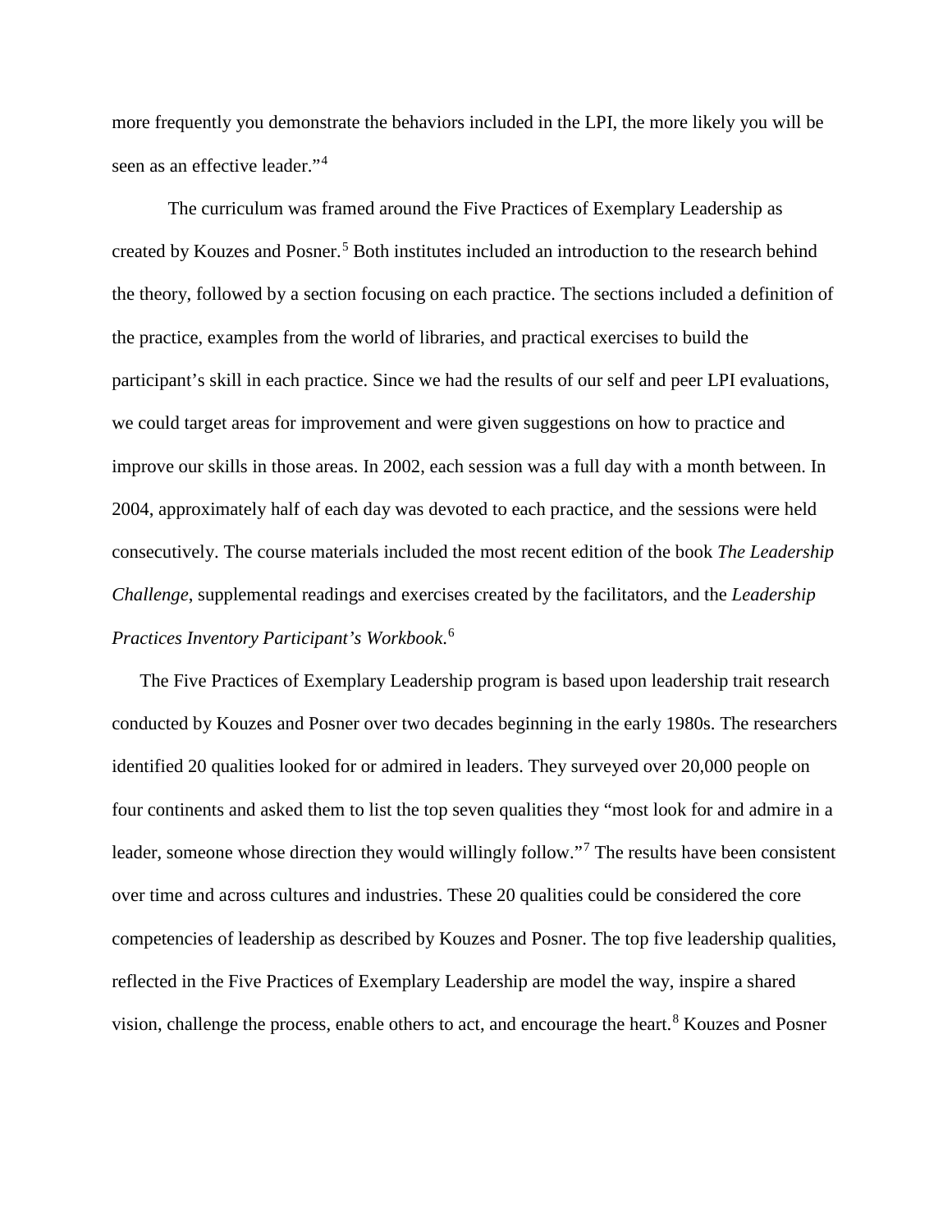more frequently you demonstrate the behaviors included in the LPI, the more likely you will be seen as an effective leader."[4]

The curriculum was framed around the Five Practices of Exemplary Leadership as created by Kouzes and Posner.[5] Both institutes included an introduction to the research behind the theory, followed by a section focusing on each practice. The sections included a definition of the practice, examples from the world of libraries, and practical exercises to build the participant's skill in each practice. Since we had the results of our self and peer LPI evaluations, we could target areas for improvement and were given suggestions on how to practice and improve our skills in those areas. In 2002, each session was a full day with a month between. In 2004, approximately half of each day was devoted to each practice, and the sessions were held consecutively. The course materials included the most recent edition of the book *The Leadership Challenge*, supplemental readings and exercises created by the facilitators, and the *Leadership Practices Inventory Participant's Workbook*.[6]

The Five Practices of Exemplary Leadership program is based upon leadership trait research conducted by Kouzes and Posner over two decades beginning in the early 1980s. The researchers identified 20 qualities looked for or admired in leaders. They surveyed over 20,000 people on four continents and asked them to list the top seven qualities they "most look for and admire in a leader, someone whose direction they would willingly follow."[7] The results have been consistent over time and across cultures and industries. These 20 qualities could be considered the core competencies of leadership as described by Kouzes and Posner. The top five leadership qualities, reflected in the Five Practices of Exemplary Leadership are model the way, inspire a shared vision, challenge the process, enable others to act, and encourage the heart.[8] Kouzes and Posner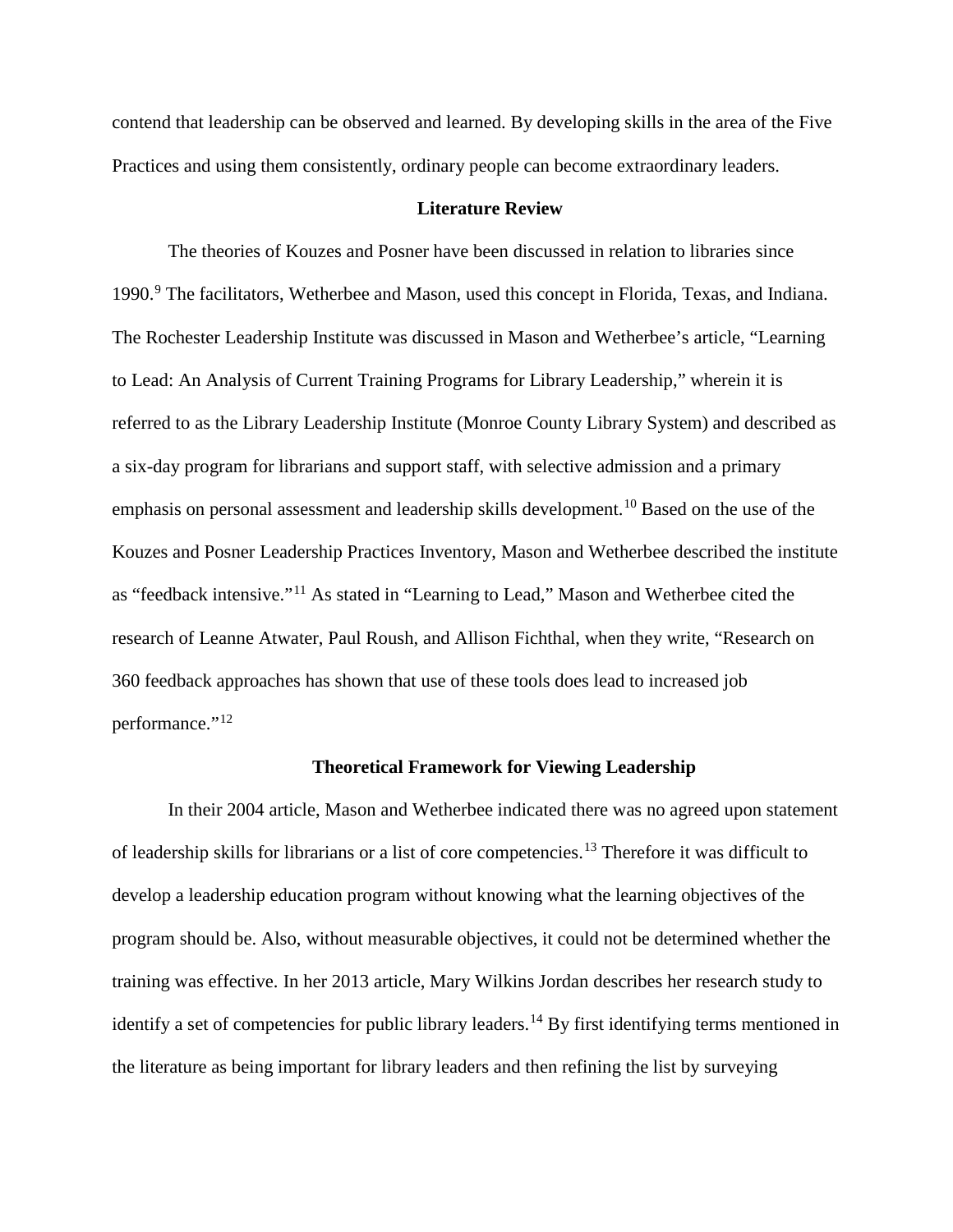contend that leadership can be observed and learned. By developing skills in the area of the Five Practices and using them consistently, ordinary people can become extraordinary leaders.

## Literature Review

The theories of Kouzes and Posner have been discussed in relation to libraries since 1990.[9] The facilitators, Wetherbee and Mason, used this concept in Florida, Texas, and Indiana. The Rochester Leadership Institute was discussed in Mason and Wetherbee's article, "Learning to Lead: An Analysis of Current Training Programs for Library Leadership," wherein it is referred to as the Library Leadership Institute (Monroe County Library System) and described as a six-day program for librarians and support staff, with selective admission and a primary emphasis on personal assessment and leadership skills development.[10] Based on the use of the Kouzes and Posner Leadership Practices Inventory, Mason and Wetherbee described the institute as "feedback intensive."[11] As stated in "Learning to Lead," Mason and Wetherbee cited the research of Leanne Atwater, Paul Roush, and Allison Fichthal, when they write, "Research on 360 feedback approaches has shown that use of these tools does lead to increased job performance."[12]

## Theoretical Framework for Viewing Leadership

In their 2004 article, Mason and Wetherbee indicated there was no agreed upon statement of leadership skills for librarians or a list of core competencies.[13] Therefore it was difficult to develop a leadership education program without knowing what the learning objectives of the program should be. Also, without measurable objectives, it could not be determined whether the training was effective. In her 2013 article, Mary Wilkins Jordan describes her research study to identify a set of competencies for public library leaders.[14] By first identifying terms mentioned in the literature as being important for library leaders and then refining the list by surveying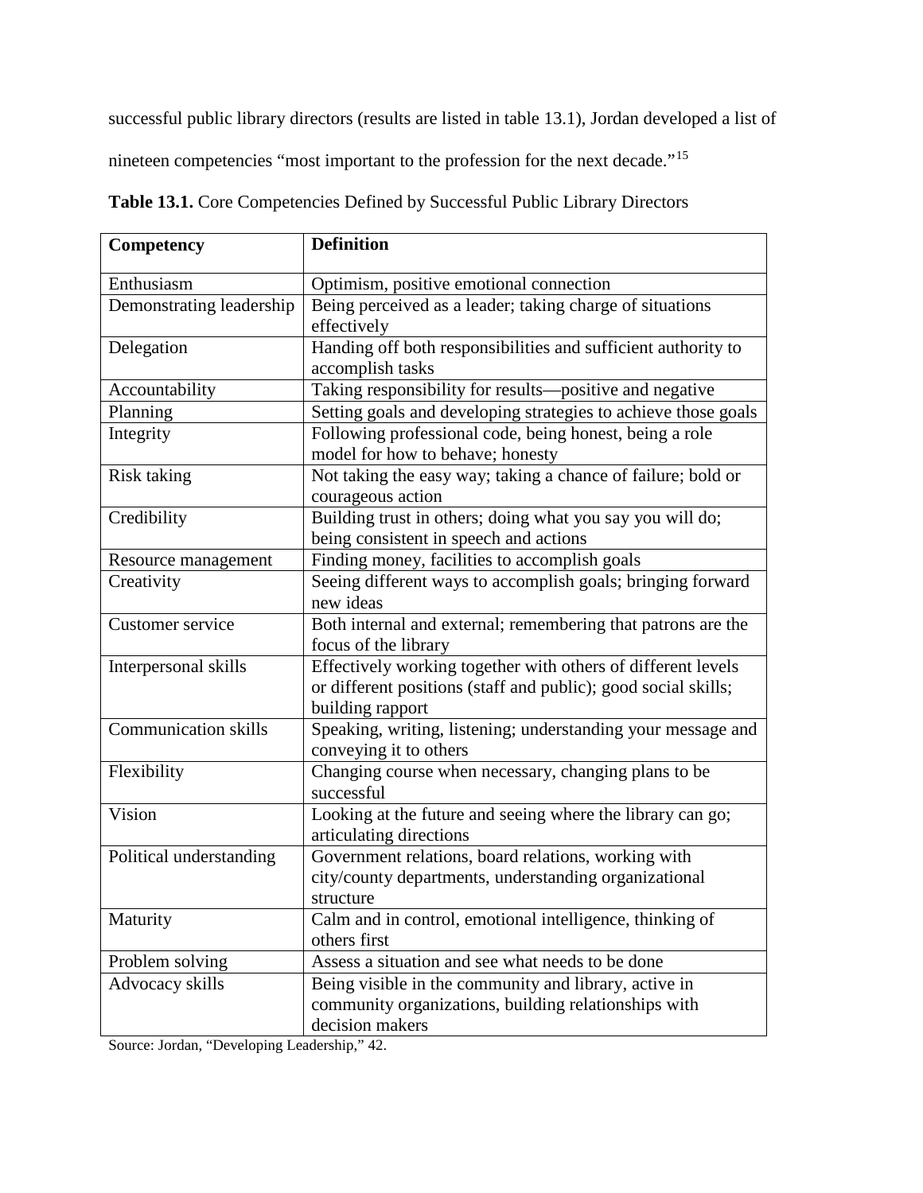successful public library directors (results are listed in table 13.1), Jordan developed a list of nineteen competencies "most important to the profession for the next decade."[15]

**Table 13.1.** Core Competencies Defined by Successful Public Library Directors

| **Competency** | **Definition** |
|---|---|
| Enthusiasm | Optimism, positive emotional connection |
| Demonstrating leadership | Being perceived as a leader; taking charge of situations effectively |
| Delegation | Handing off both responsibilities and sufficient authority to accomplish tasks |
| Accountability | Taking responsibility for results—positive and negative |
| Planning | Setting goals and developing strategies to achieve those goals |
| Integrity | Following professional code, being honest, being a role model for how to behave; honesty |
| Risk taking | Not taking the easy way; taking a chance of failure; bold or courageous action |
| Credibility | Building trust in others; doing what you say you will do; being consistent in speech and actions |
| Resource management | Finding money, facilities to accomplish goals |
| Creativity | Seeing different ways to accomplish goals; bringing forward new ideas |
| Customer service | Both internal and external; remembering that patrons are the focus of the library |
| Interpersonal skills | Effectively working together with others of different levels or different positions (staff and public); good social skills; building rapport |
| Communication skills | Speaking, writing, listening; understanding your message and conveying it to others |
| Flexibility | Changing course when necessary, changing plans to be successful |
| Vision | Looking at the future and seeing where the library can go; articulating directions |
| Political understanding | Government relations, board relations, working with city/county departments, understanding organizational structure |
| Maturity | Calm and in control, emotional intelligence, thinking of others first |
| Problem solving | Assess a situation and see what needs to be done |
| Advocacy skills | Being visible in the community and library, active in community organizations, building relationships with decision makers |

Source: Jordan, "Developing Leadership," 42.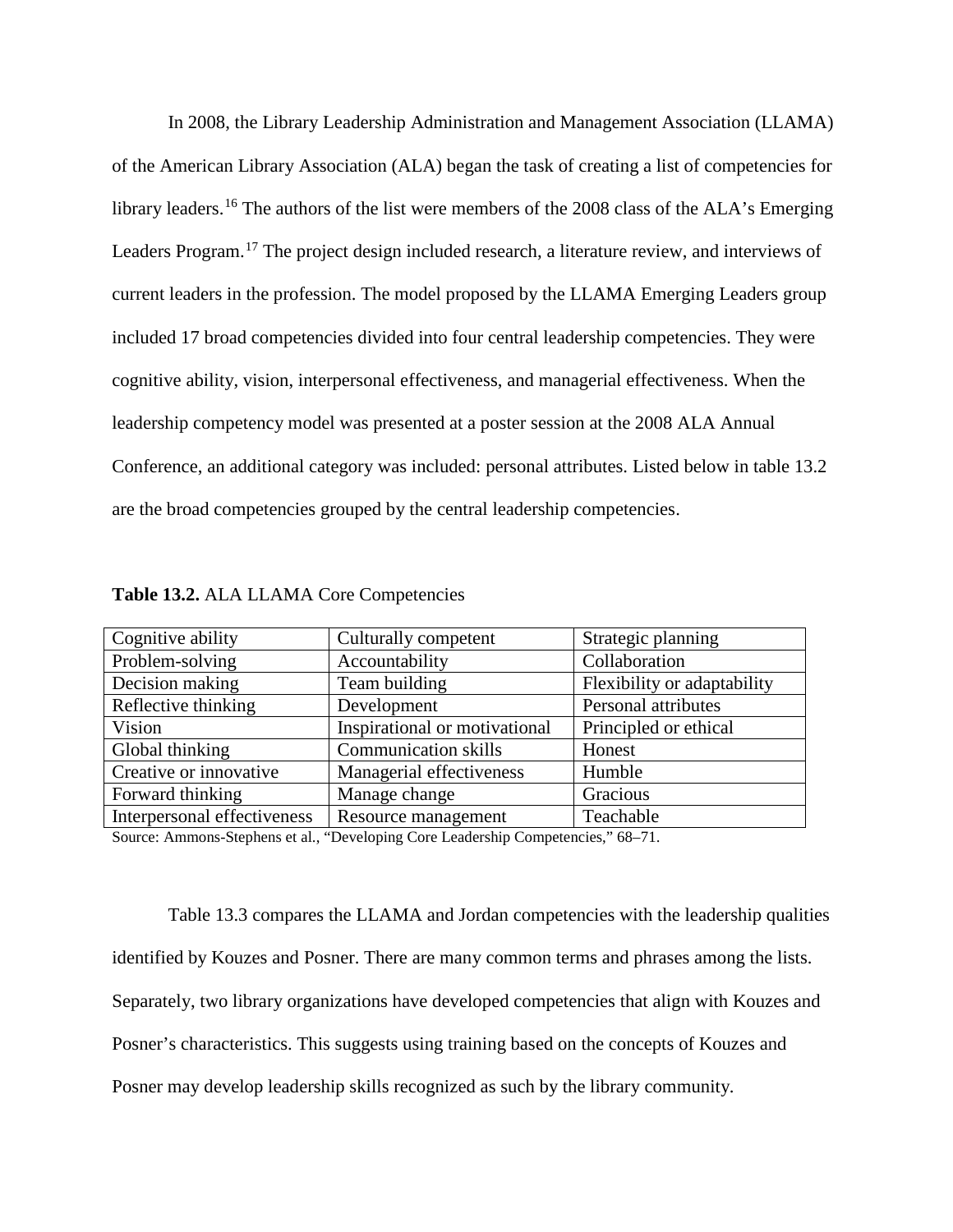In 2008, the Library Leadership Administration and Management Association (LLAMA) of the American Library Association (ALA) began the task of creating a list of competencies for library leaders.[16] The authors of the list were members of the 2008 class of the ALA's Emerging Leaders Program.[17] The project design included research, a literature review, and interviews of current leaders in the profession. The model proposed by the LLAMA Emerging Leaders group included 17 broad competencies divided into four central leadership competencies. They were cognitive ability, vision, interpersonal effectiveness, and managerial effectiveness. When the leadership competency model was presented at a poster session at the 2008 ALA Annual Conference, an additional category was included: personal attributes. Listed below in table 13.2 are the broad competencies grouped by the central leadership competencies.

**Table 13.2.** ALA LLAMA Core Competencies

| | | |
|---|---|---|
| Cognitive ability | Culturally competent | Strategic planning |
| Problem-solving | Accountability | Collaboration |
| Decision making | Team building | Flexibility or adaptability |
| Reflective thinking | Development | Personal attributes |
| Vision | Inspirational or motivational | Principled or ethical |
| Global thinking | Communication skills | Honest |
| Creative or innovative | Managerial effectiveness | Humble |
| Forward thinking | Manage change | Gracious |
| Interpersonal effectiveness | Resource management | Teachable |

Source: Ammons-Stephens et al., "Developing Core Leadership Competencies," 68–71.

Table 13.3 compares the LLAMA and Jordan competencies with the leadership qualities identified by Kouzes and Posner. There are many common terms and phrases among the lists. Separately, two library organizations have developed competencies that align with Kouzes and Posner's characteristics. This suggests using training based on the concepts of Kouzes and Posner may develop leadership skills recognized as such by the library community.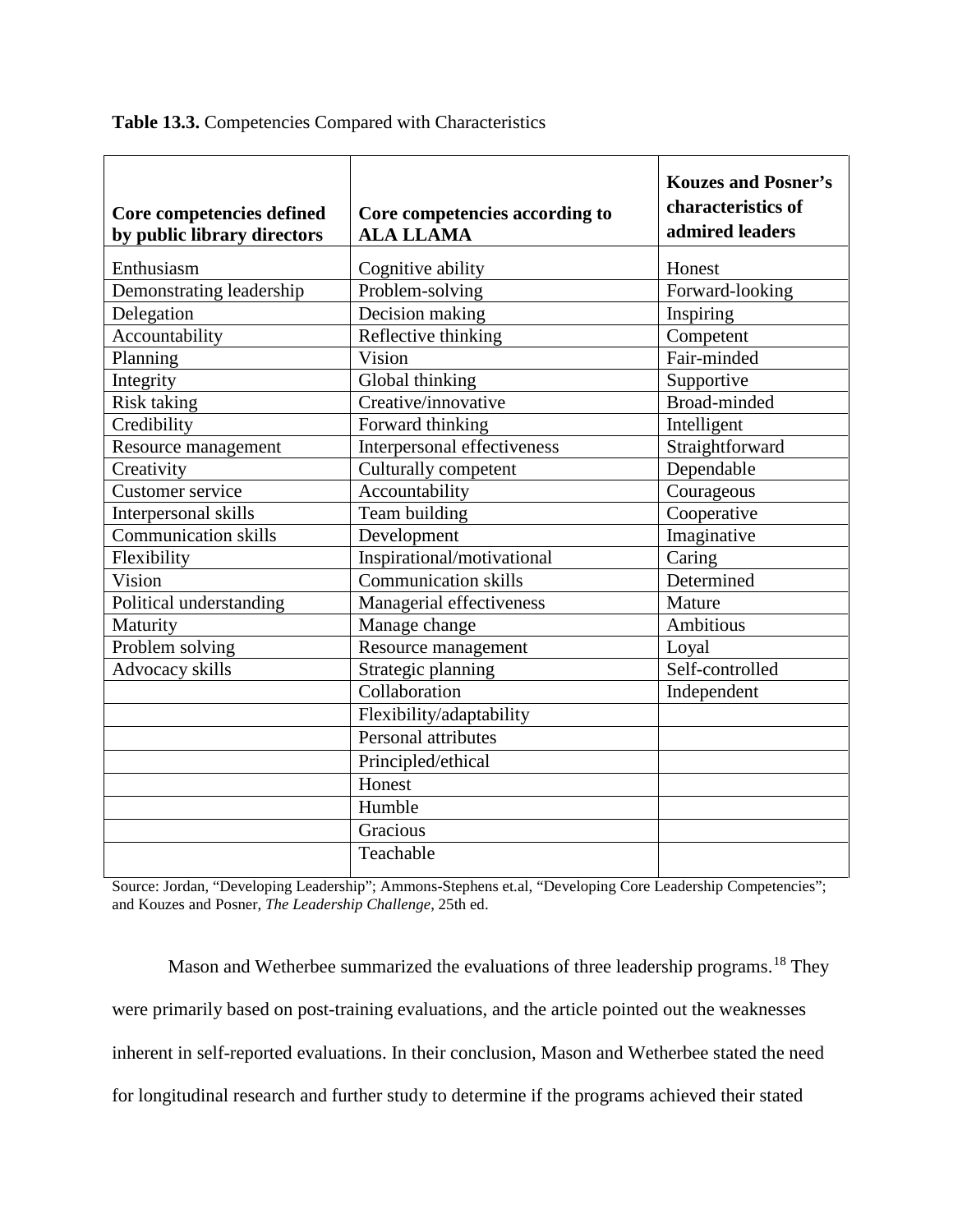**Table 13.3.** Competencies Compared with Characteristics

| Core competencies defined by public library directors | Core competencies according to ALA LLAMA | Kouzes and Posner's characteristics of admired leaders |
|---|---|---|
| Enthusiasm | Cognitive ability | Honest |
| Demonstrating leadership | Problem-solving | Forward-looking |
| Delegation | Decision making | Inspiring |
| Accountability | Reflective thinking | Competent |
| Planning | Vision | Fair-minded |
| Integrity | Global thinking | Supportive |
| Risk taking | Creative/innovative | Broad-minded |
| Credibility | Forward thinking | Intelligent |
| Resource management | Interpersonal effectiveness | Straightforward |
| Creativity | Culturally competent | Dependable |
| Customer service | Accountability | Courageous |
| Interpersonal skills | Team building | Cooperative |
| Communication skills | Development | Imaginative |
| Flexibility | Inspirational/motivational | Caring |
| Vision | Communication skills | Determined |
| Political understanding | Managerial effectiveness | Mature |
| Maturity | Manage change | Ambitious |
| Problem solving | Resource management | Loyal |
| Advocacy skills | Strategic planning | Self-controlled |
| | Collaboration | Independent |
| | Flexibility/adaptability | |
| | Personal attributes | |
| | Principled/ethical | |
| | Honest | |
| | Humble | |
| | Gracious | |
| | Teachable | |

Source: Jordan, "Developing Leadership"; Ammons-Stephens et.al, "Developing Core Leadership Competencies"; and Kouzes and Posner, *The Leadership Challenge*, 25th ed.

Mason and Wetherbee summarized the evaluations of three leadership programs.[18] They were primarily based on post-training evaluations, and the article pointed out the weaknesses inherent in self-reported evaluations. In their conclusion, Mason and Wetherbee stated the need for longitudinal research and further study to determine if the programs achieved their stated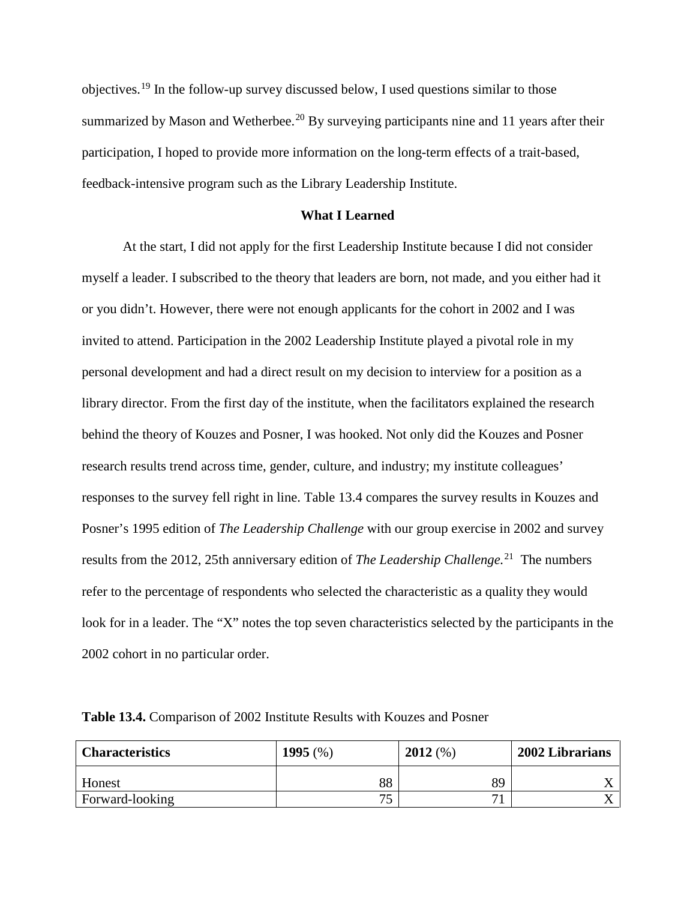objectives.[19] In the follow-up survey discussed below, I used questions similar to those summarized by Mason and Wetherbee.[20] By surveying participants nine and 11 years after their participation, I hoped to provide more information on the long-term effects of a trait-based, feedback-intensive program such as the Library Leadership Institute.

## What I Learned

At the start, I did not apply for the first Leadership Institute because I did not consider myself a leader. I subscribed to the theory that leaders are born, not made, and you either had it or you didn't. However, there were not enough applicants for the cohort in 2002 and I was invited to attend. Participation in the 2002 Leadership Institute played a pivotal role in my personal development and had a direct result on my decision to interview for a position as a library director. From the first day of the institute, when the facilitators explained the research behind the theory of Kouzes and Posner, I was hooked. Not only did the Kouzes and Posner research results trend across time, gender, culture, and industry; my institute colleagues' responses to the survey fell right in line. Table 13.4 compares the survey results in Kouzes and Posner's 1995 edition of *The Leadership Challenge* with our group exercise in 2002 and survey results from the 2012, 25th anniversary edition of *The Leadership Challenge.*[21] The numbers refer to the percentage of respondents who selected the characteristic as a quality they would look for in a leader. The "X" notes the top seven characteristics selected by the participants in the 2002 cohort in no particular order.

**Table 13.4.** Comparison of 2002 Institute Results with Kouzes and Posner

| **Characteristics** | **1995** (%) | **2012** (%) | **2002 Librarians** |
|---|---|---|---|
| Honest | 88 | 89 | X |
| Forward-looking | 75 | 71 | X |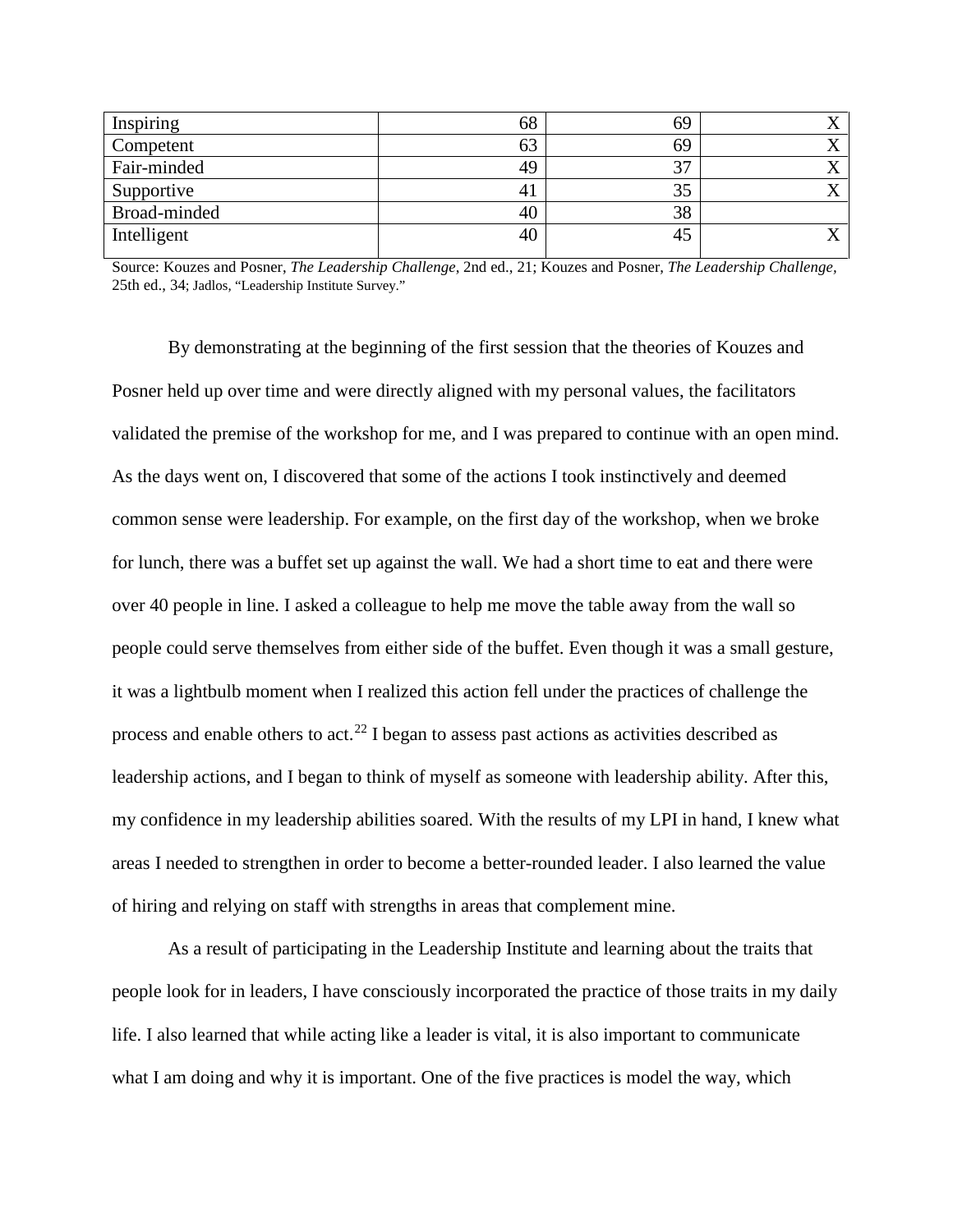| Inspiring | 68 | 69 | X |
| --- | --- | --- | --- |
| Competent | 63 | 69 | X |
| Fair-minded | 49 | 37 | X |
| Supportive | 41 | 35 | X |
| Broad-minded | 40 | 38 | |
| Intelligent | 40 | 45 | X |

Source: Kouzes and Posner, *The Leadership Challenge*, 2nd ed., 21; Kouzes and Posner, *The Leadership Challenge*, 25th ed., 34; Jadlos, "Leadership Institute Survey."

By demonstrating at the beginning of the first session that the theories of Kouzes and Posner held up over time and were directly aligned with my personal values, the facilitators validated the premise of the workshop for me, and I was prepared to continue with an open mind. As the days went on, I discovered that some of the actions I took instinctively and deemed common sense were leadership. For example, on the first day of the workshop, when we broke for lunch, there was a buffet set up against the wall. We had a short time to eat and there were over 40 people in line. I asked a colleague to help me move the table away from the wall so people could serve themselves from either side of the buffet. Even though it was a small gesture, it was a lightbulb moment when I realized this action fell under the practices of challenge the process and enable others to act.[22] I began to assess past actions as activities described as leadership actions, and I began to think of myself as someone with leadership ability. After this, my confidence in my leadership abilities soared. With the results of my LPI in hand, I knew what areas I needed to strengthen in order to become a better-rounded leader. I also learned the value of hiring and relying on staff with strengths in areas that complement mine.

As a result of participating in the Leadership Institute and learning about the traits that people look for in leaders, I have consciously incorporated the practice of those traits in my daily life. I also learned that while acting like a leader is vital, it is also important to communicate what I am doing and why it is important. One of the five practices is model the way, which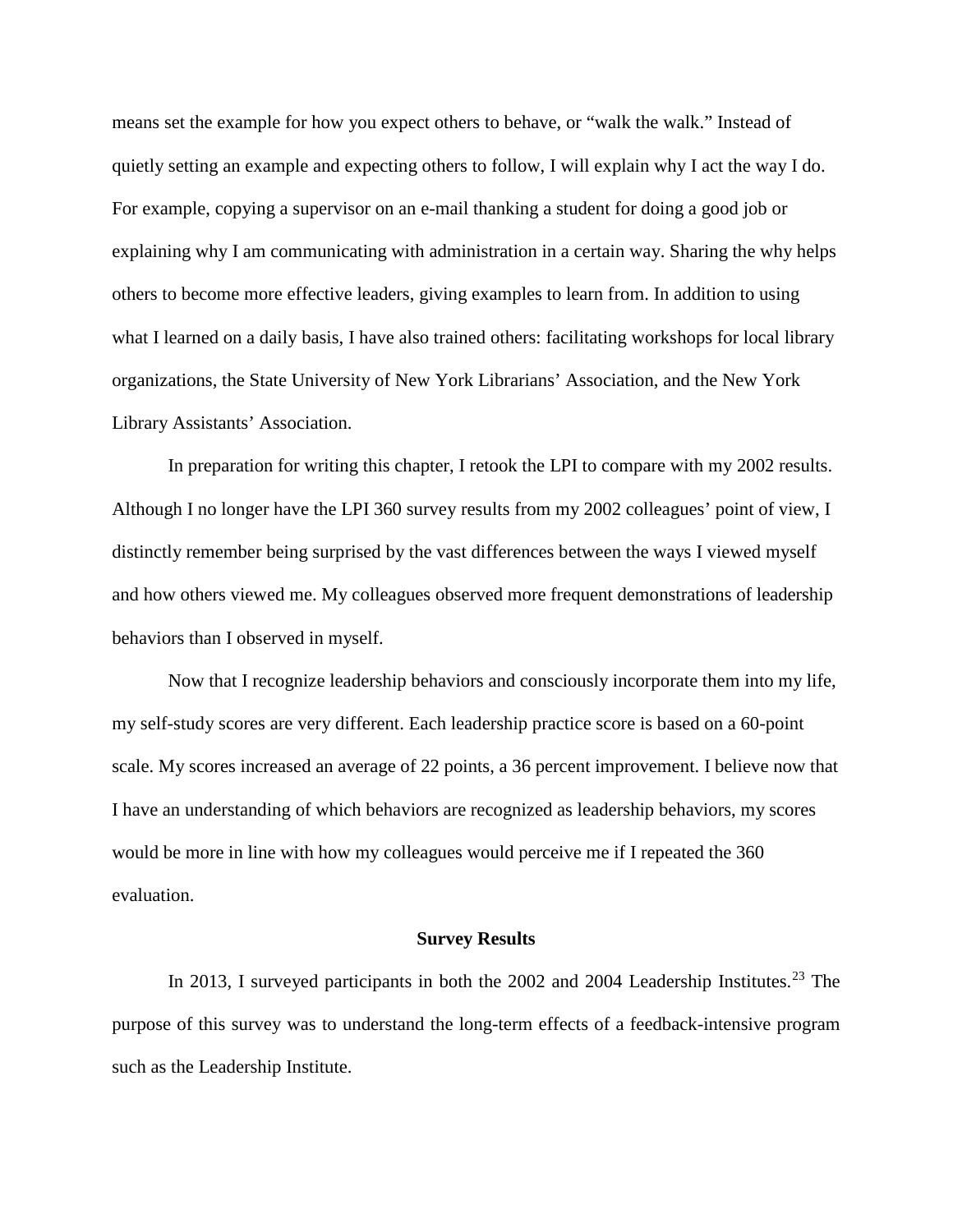means set the example for how you expect others to behave, or "walk the walk." Instead of quietly setting an example and expecting others to follow, I will explain why I act the way I do. For example, copying a supervisor on an e-mail thanking a student for doing a good job or explaining why I am communicating with administration in a certain way. Sharing the why helps others to become more effective leaders, giving examples to learn from. In addition to using what I learned on a daily basis, I have also trained others: facilitating workshops for local library organizations, the State University of New York Librarians' Association, and the New York Library Assistants' Association.

In preparation for writing this chapter, I retook the LPI to compare with my 2002 results. Although I no longer have the LPI 360 survey results from my 2002 colleagues' point of view, I distinctly remember being surprised by the vast differences between the ways I viewed myself and how others viewed me. My colleagues observed more frequent demonstrations of leadership behaviors than I observed in myself.

Now that I recognize leadership behaviors and consciously incorporate them into my life, my self-study scores are very different. Each leadership practice score is based on a 60-point scale. My scores increased an average of 22 points, a 36 percent improvement. I believe now that I have an understanding of which behaviors are recognized as leadership behaviors, my scores would be more in line with how my colleagues would perceive me if I repeated the 360 evaluation.

## Survey Results

In 2013, I surveyed participants in both the 2002 and 2004 Leadership Institutes.[23] The purpose of this survey was to understand the long-term effects of a feedback-intensive program such as the Leadership Institute.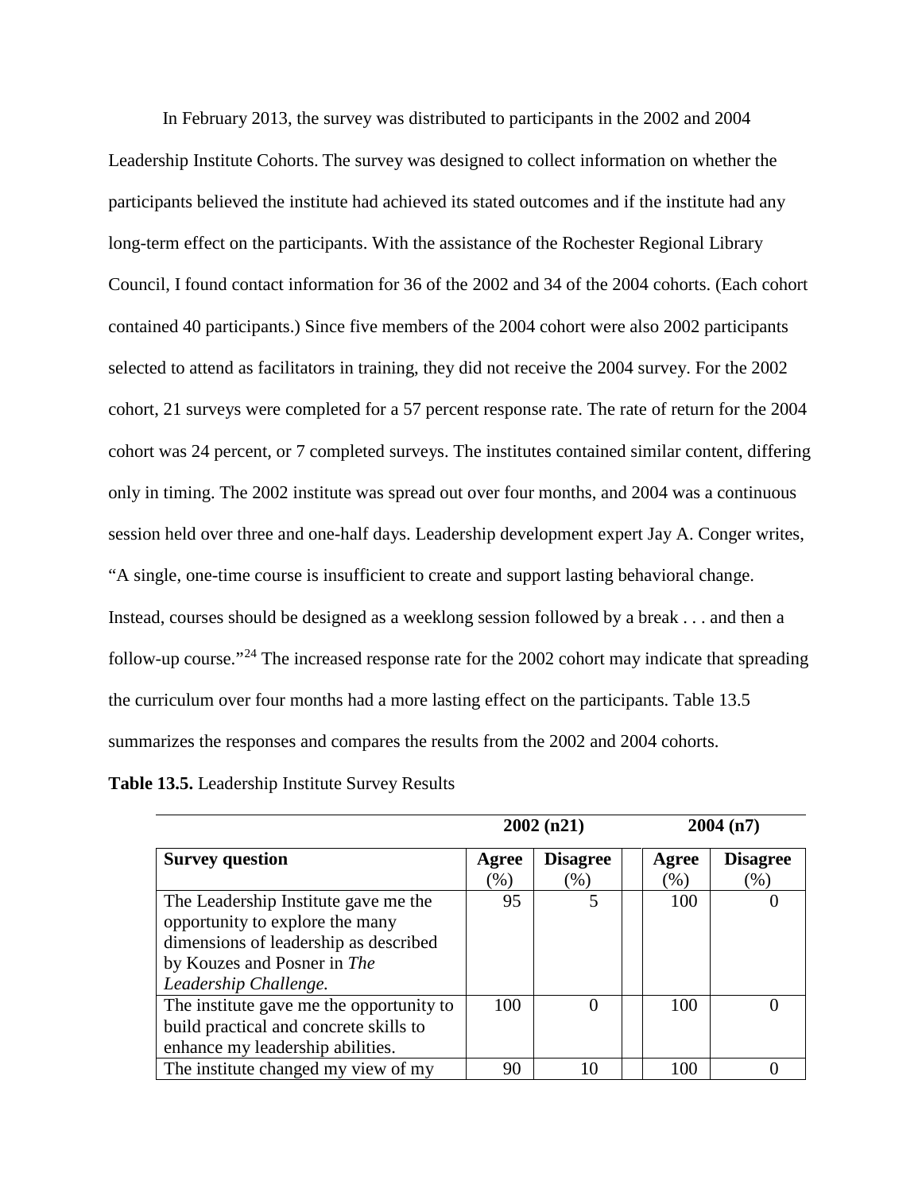In February 2013, the survey was distributed to participants in the 2002 and 2004 Leadership Institute Cohorts. The survey was designed to collect information on whether the participants believed the institute had achieved its stated outcomes and if the institute had any long-term effect on the participants. With the assistance of the Rochester Regional Library Council, I found contact information for 36 of the 2002 and 34 of the 2004 cohorts. (Each cohort contained 40 participants.) Since five members of the 2004 cohort were also 2002 participants selected to attend as facilitators in training, they did not receive the 2004 survey. For the 2002 cohort, 21 surveys were completed for a 57 percent response rate. The rate of return for the 2004 cohort was 24 percent, or 7 completed surveys. The institutes contained similar content, differing only in timing. The 2002 institute was spread out over four months, and 2004 was a continuous session held over three and one-half days. Leadership development expert Jay A. Conger writes, "A single, one-time course is insufficient to create and support lasting behavioral change. Instead, courses should be designed as a weeklong session followed by a break . . . and then a follow-up course."[24] The increased response rate for the 2002 cohort may indicate that spreading the curriculum over four months had a more lasting effect on the participants. Table 13.5 summarizes the responses and compares the results from the 2002 and 2004 cohorts.

**Table 13.5.** Leadership Institute Survey Results

| | 2002 (n21) | | | 2004 (n7) | |
|---|---|---|---|---|---|
| **Survey question** | **Agree** (%) | **Disagree** (%) | | **Agree** (%) | **Disagree** (%) |
| The Leadership Institute gave me the opportunity to explore the many dimensions of leadership as described by Kouzes and Posner in *The Leadership Challenge.* | 95 | 5 | | 100 | 0 |
| The institute gave me the opportunity to build practical and concrete skills to enhance my leadership abilities. | 100 | 0 | | 100 | 0 |
| The institute changed my view of my | 90 | 10 | | 100 | 0 |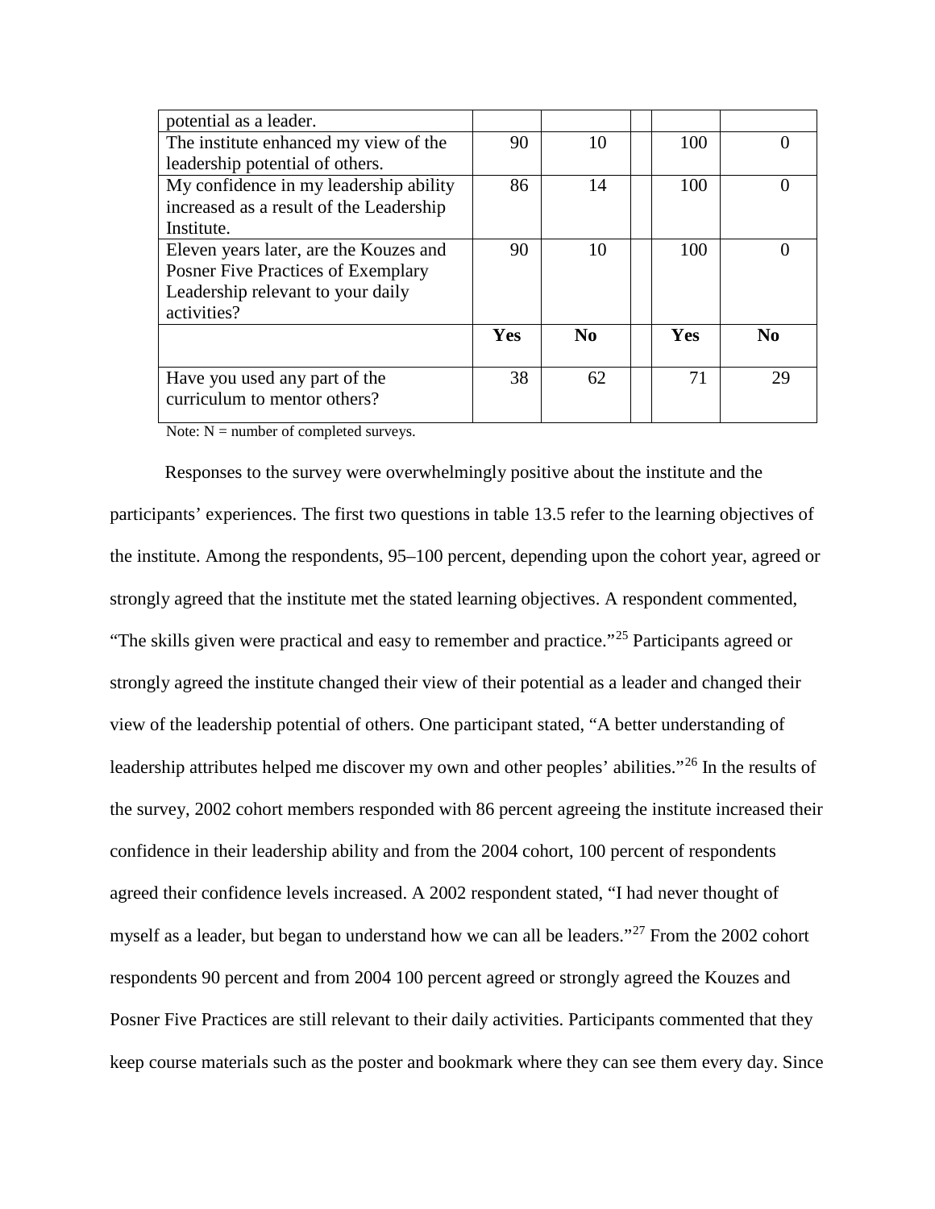| | | | | | |
|---|---|---|---|---|---|
| potential as a leader. | | | | | |
| The institute enhanced my view of the leadership potential of others. | 90 | 10 | | 100 | 0 |
| My confidence in my leadership ability increased as a result of the Leadership Institute. | 86 | 14 | | 100 | 0 |
| Eleven years later, are the Kouzes and Posner Five Practices of Exemplary Leadership relevant to your daily activities? | 90 | 10 | | 100 | 0 |
| | **Yes** | **No** | | **Yes** | **No** |
| Have you used any part of the curriculum to mentor others? | 38 | 62 | | 71 | 29 |

Note: N = number of completed surveys.

Responses to the survey were overwhelmingly positive about the institute and the participants' experiences. The first two questions in table 13.5 refer to the learning objectives of the institute. Among the respondents, 95–100 percent, depending upon the cohort year, agreed or strongly agreed that the institute met the stated learning objectives. A respondent commented, "The skills given were practical and easy to remember and practice."[25] Participants agreed or strongly agreed the institute changed their view of their potential as a leader and changed their view of the leadership potential of others. One participant stated, "A better understanding of leadership attributes helped me discover my own and other peoples' abilities."[26] In the results of the survey, 2002 cohort members responded with 86 percent agreeing the institute increased their confidence in their leadership ability and from the 2004 cohort, 100 percent of respondents agreed their confidence levels increased. A 2002 respondent stated, "I had never thought of myself as a leader, but began to understand how we can all be leaders."[27] From the 2002 cohort respondents 90 percent and from 2004 100 percent agreed or strongly agreed the Kouzes and Posner Five Practices are still relevant to their daily activities. Participants commented that they keep course materials such as the poster and bookmark where they can see them every day. Since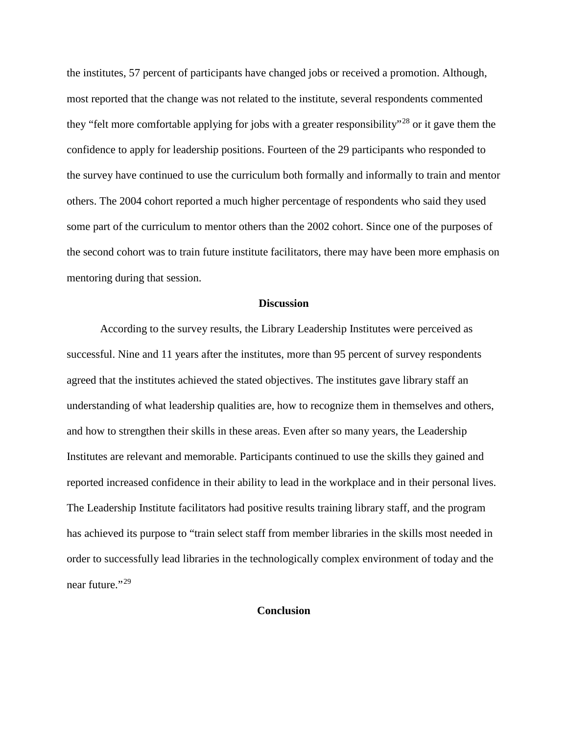the institutes, 57 percent of participants have changed jobs or received a promotion. Although, most reported that the change was not related to the institute, several respondents commented they "felt more comfortable applying for jobs with a greater responsibility"[28] or it gave them the confidence to apply for leadership positions. Fourteen of the 29 participants who responded to the survey have continued to use the curriculum both formally and informally to train and mentor others. The 2004 cohort reported a much higher percentage of respondents who said they used some part of the curriculum to mentor others than the 2002 cohort. Since one of the purposes of the second cohort was to train future institute facilitators, there may have been more emphasis on mentoring during that session.

## Discussion

According to the survey results, the Library Leadership Institutes were perceived as successful. Nine and 11 years after the institutes, more than 95 percent of survey respondents agreed that the institutes achieved the stated objectives. The institutes gave library staff an understanding of what leadership qualities are, how to recognize them in themselves and others, and how to strengthen their skills in these areas. Even after so many years, the Leadership Institutes are relevant and memorable. Participants continued to use the skills they gained and reported increased confidence in their ability to lead in the workplace and in their personal lives. The Leadership Institute facilitators had positive results training library staff, and the program has achieved its purpose to "train select staff from member libraries in the skills most needed in order to successfully lead libraries in the technologically complex environment of today and the near future."[29]

## Conclusion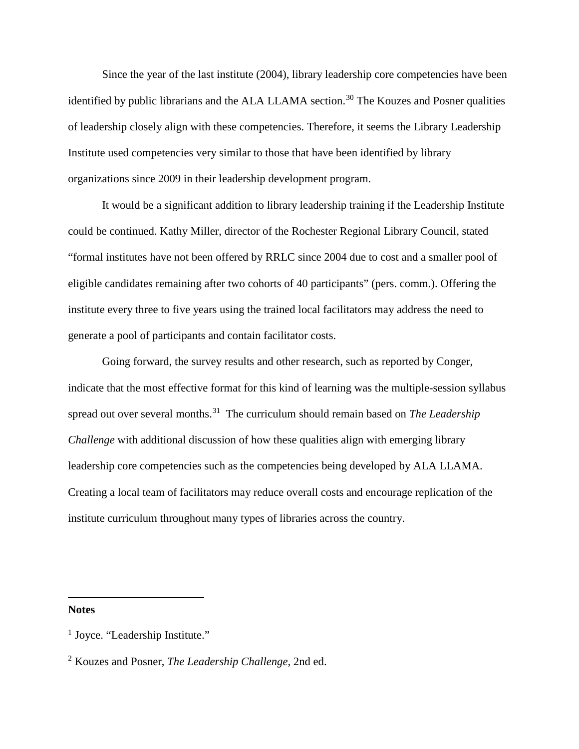Since the year of the last institute (2004), library leadership core competencies have been identified by public librarians and the ALA LLAMA section.[30] The Kouzes and Posner qualities of leadership closely align with these competencies. Therefore, it seems the Library Leadership Institute used competencies very similar to those that have been identified by library organizations since 2009 in their leadership development program.

It would be a significant addition to library leadership training if the Leadership Institute could be continued. Kathy Miller, director of the Rochester Regional Library Council, stated "formal institutes have not been offered by RRLC since 2004 due to cost and a smaller pool of eligible candidates remaining after two cohorts of 40 participants" (pers. comm.). Offering the institute every three to five years using the trained local facilitators may address the need to generate a pool of participants and contain facilitator costs.

Going forward, the survey results and other research, such as reported by Conger, indicate that the most effective format for this kind of learning was the multiple-session syllabus spread out over several months.[31] The curriculum should remain based on *The Leadership Challenge* with additional discussion of how these qualities align with emerging library leadership core competencies such as the competencies being developed by ALA LLAMA. Creating a local team of facilitators may reduce overall costs and encourage replication of the institute curriculum throughout many types of libraries across the country.

---

**Notes**

[1] Joyce. "Leadership Institute."

[2] Kouzes and Posner, *The Leadership Challenge*, 2nd ed.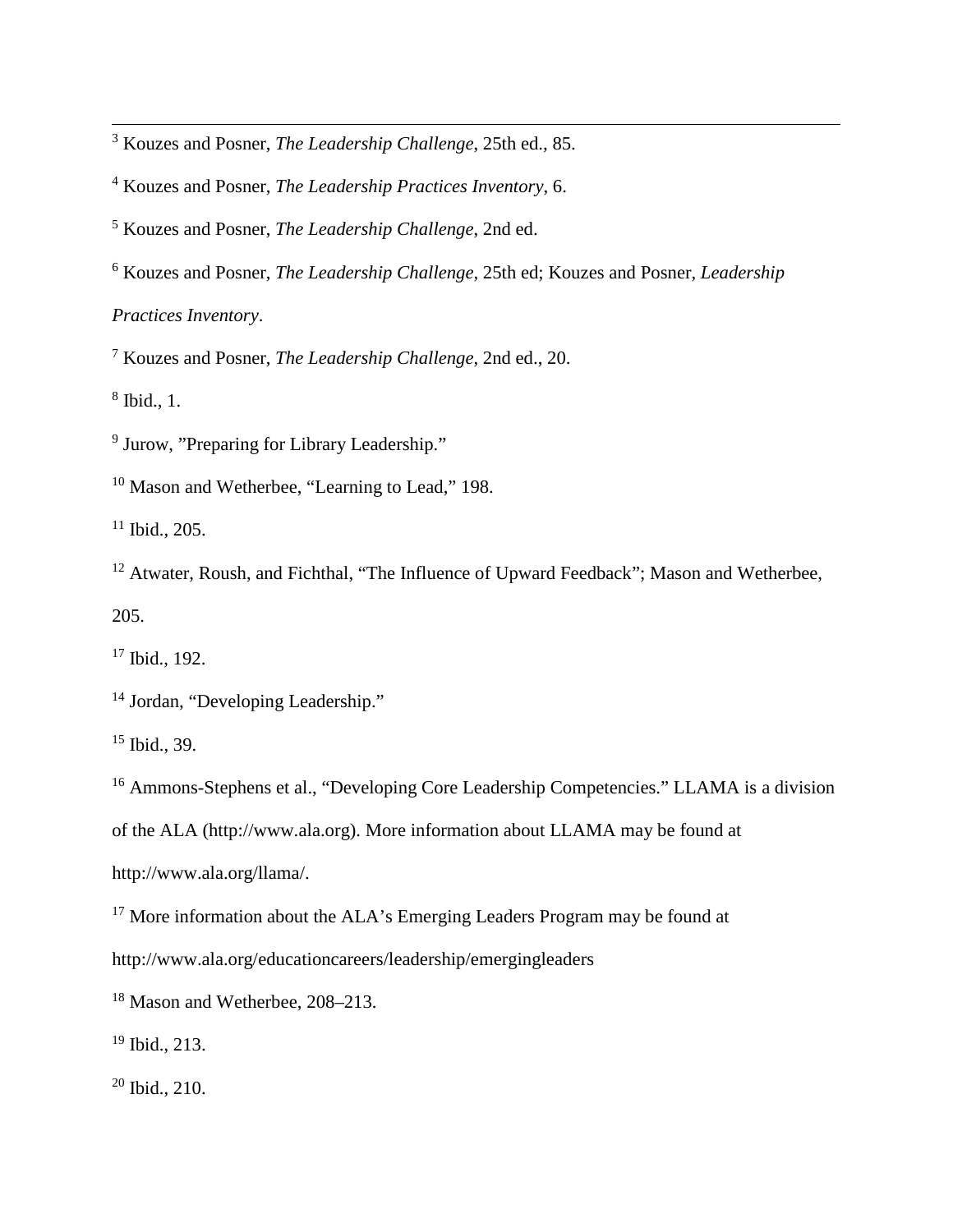[3] Kouzes and Posner, *The Leadership Challenge*, 25th ed., 85.

[4] Kouzes and Posner, *The Leadership Practices Inventory*, 6.

[5] Kouzes and Posner, *The Leadership Challenge*, 2nd ed.

[6] Kouzes and Posner, *The Leadership Challenge*, 25th ed; Kouzes and Posner, *Leadership Practices Inventory*.

[7] Kouzes and Posner, *The Leadership Challenge*, 2nd ed., 20.

[8] Ibid., 1.

[9] Jurow, "Preparing for Library Leadership."

[10] Mason and Wetherbee, "Learning to Lead," 198.

[11] Ibid., 205.

[12] Atwater, Roush, and Fichthal, "The Influence of Upward Feedback"; Mason and Wetherbee, 205.

[17] Ibid., 192.

[14] Jordan, "Developing Leadership."

[15] Ibid., 39.

[16] Ammons-Stephens et al., "Developing Core Leadership Competencies." LLAMA is a division of the ALA (http://www.ala.org). More information about LLAMA may be found at http://www.ala.org/llama/.

[17] More information about the ALA's Emerging Leaders Program may be found at http://www.ala.org/educationcareers/leadership/emergingleaders

[18] Mason and Wetherbee, 208–213.

[19] Ibid., 213.

[20] Ibid., 210.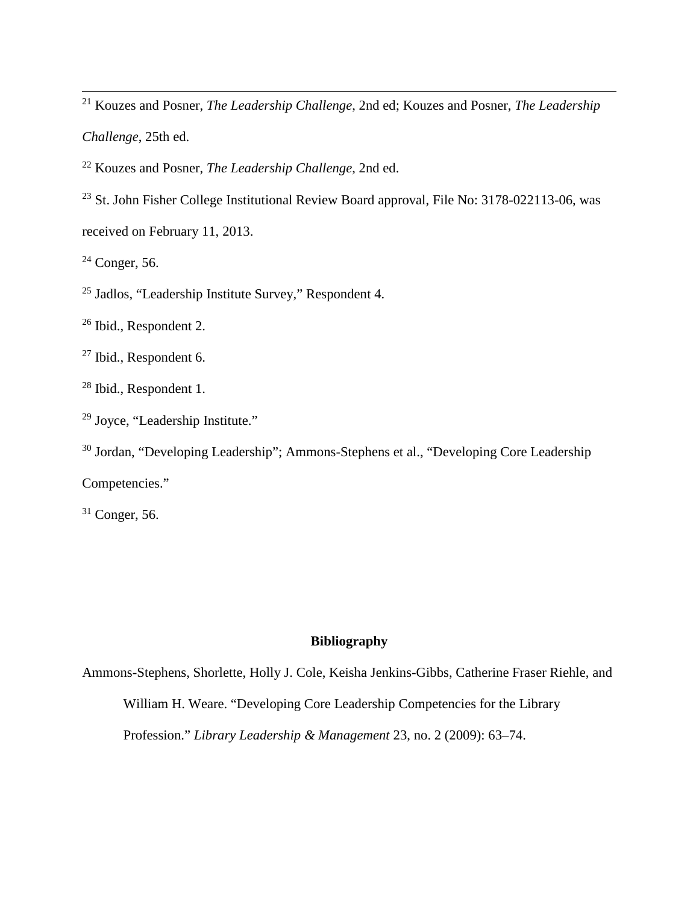[21] Kouzes and Posner, *The Leadership Challenge*, 2nd ed; Kouzes and Posner, *The Leadership Challenge*, 25th ed.

[22] Kouzes and Posner, *The Leadership Challenge*, 2nd ed.

[23] St. John Fisher College Institutional Review Board approval, File No: 3178-022113-06, was received on February 11, 2013.

[24] Conger, 56.

[25] Jadlos, "Leadership Institute Survey," Respondent 4.

[26] Ibid., Respondent 2.

[27] Ibid., Respondent 6.

[28] Ibid., Respondent 1.

[29] Joyce, "Leadership Institute."

[30] Jordan, "Developing Leadership"; Ammons-Stephens et al., "Developing Core Leadership Competencies."

[31] Conger, 56.

## Bibliography

Ammons-Stephens, Shorlette, Holly J. Cole, Keisha Jenkins-Gibbs, Catherine Fraser Riehle, and William H. Weare. "Developing Core Leadership Competencies for the Library Profession." *Library Leadership & Management* 23, no. 2 (2009): 63–74.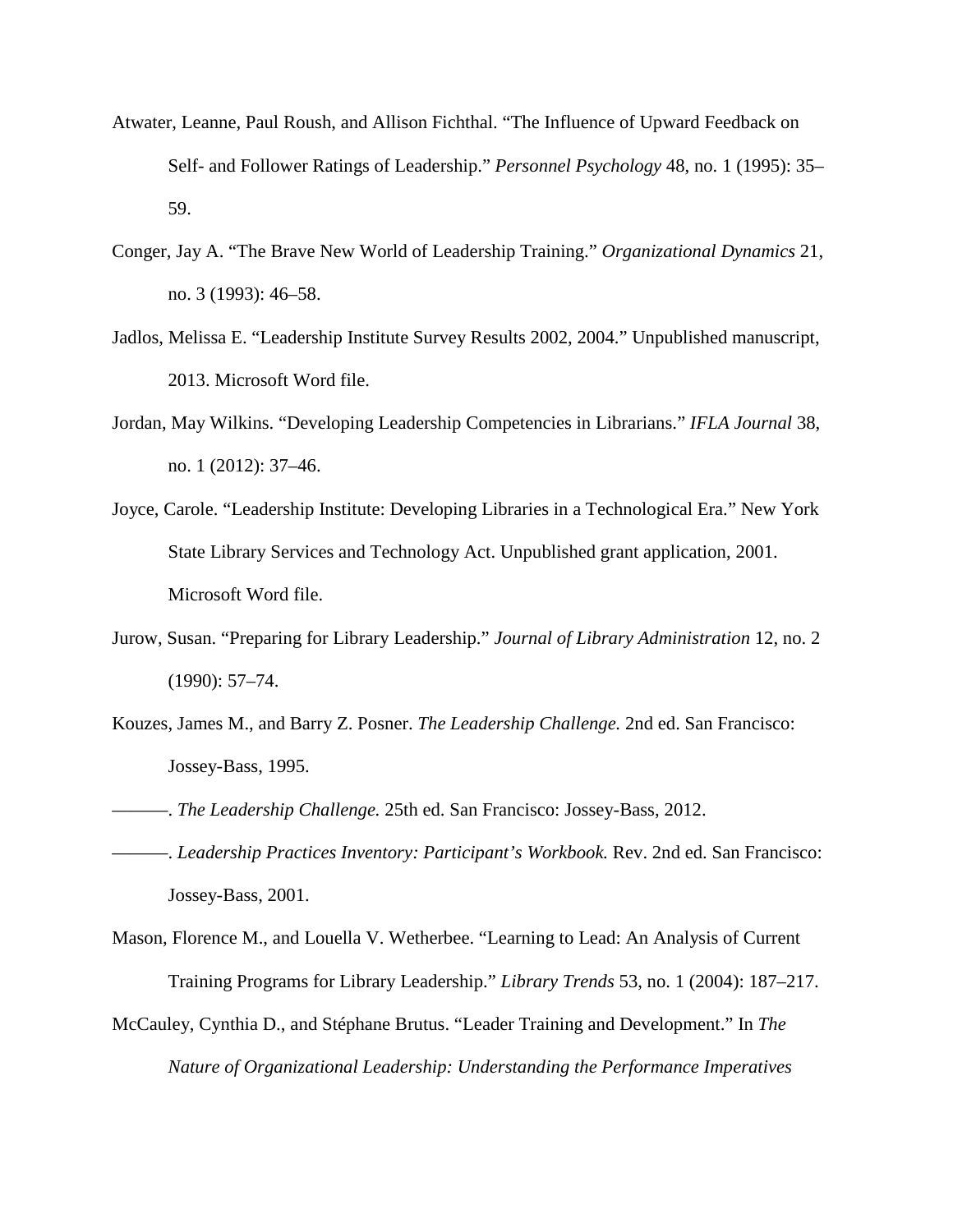Atwater, Leanne, Paul Roush, and Allison Fichthal. "The Influence of Upward Feedback on Self- and Follower Ratings of Leadership." *Personnel Psychology* 48, no. 1 (1995): 35–59.

Conger, Jay A. "The Brave New World of Leadership Training." *Organizational Dynamics* 21, no. 3 (1993): 46–58.

Jadlos, Melissa E. "Leadership Institute Survey Results 2002, 2004." Unpublished manuscript, 2013. Microsoft Word file.

Jordan, May Wilkins. "Developing Leadership Competencies in Librarians." *IFLA Journal* 38, no. 1 (2012): 37–46.

Joyce, Carole. "Leadership Institute: Developing Libraries in a Technological Era." New York State Library Services and Technology Act. Unpublished grant application, 2001. Microsoft Word file.

Jurow, Susan. "Preparing for Library Leadership." *Journal of Library Administration* 12, no. 2 (1990): 57–74.

Kouzes, James M., and Barry Z. Posner. *The Leadership Challenge.* 2nd ed. San Francisco: Jossey-Bass, 1995.

———. *The Leadership Challenge.* 25th ed. San Francisco: Jossey-Bass, 2012.

———. *Leadership Practices Inventory: Participant's Workbook.* Rev. 2nd ed. San Francisco: Jossey-Bass, 2001.

Mason, Florence M., and Louella V. Wetherbee. "Learning to Lead: An Analysis of Current Training Programs for Library Leadership." *Library Trends* 53, no. 1 (2004): 187–217.

McCauley, Cynthia D., and Stéphane Brutus. "Leader Training and Development." In *The Nature of Organizational Leadership: Understanding the Performance Imperatives*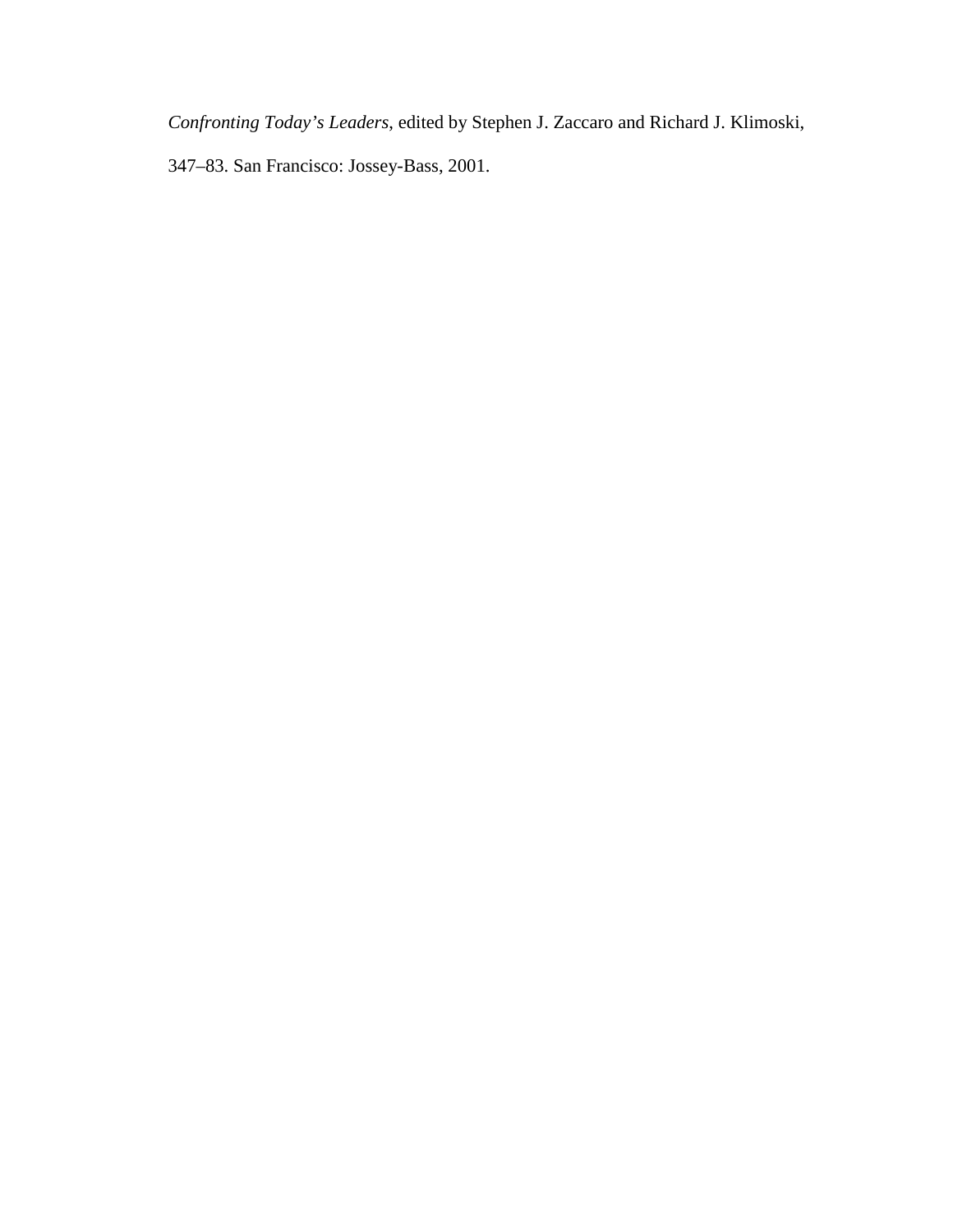*Confronting Today's Leaders*, edited by Stephen J. Zaccaro and Richard J. Klimoski, 347–83. San Francisco: Jossey-Bass, 2001.